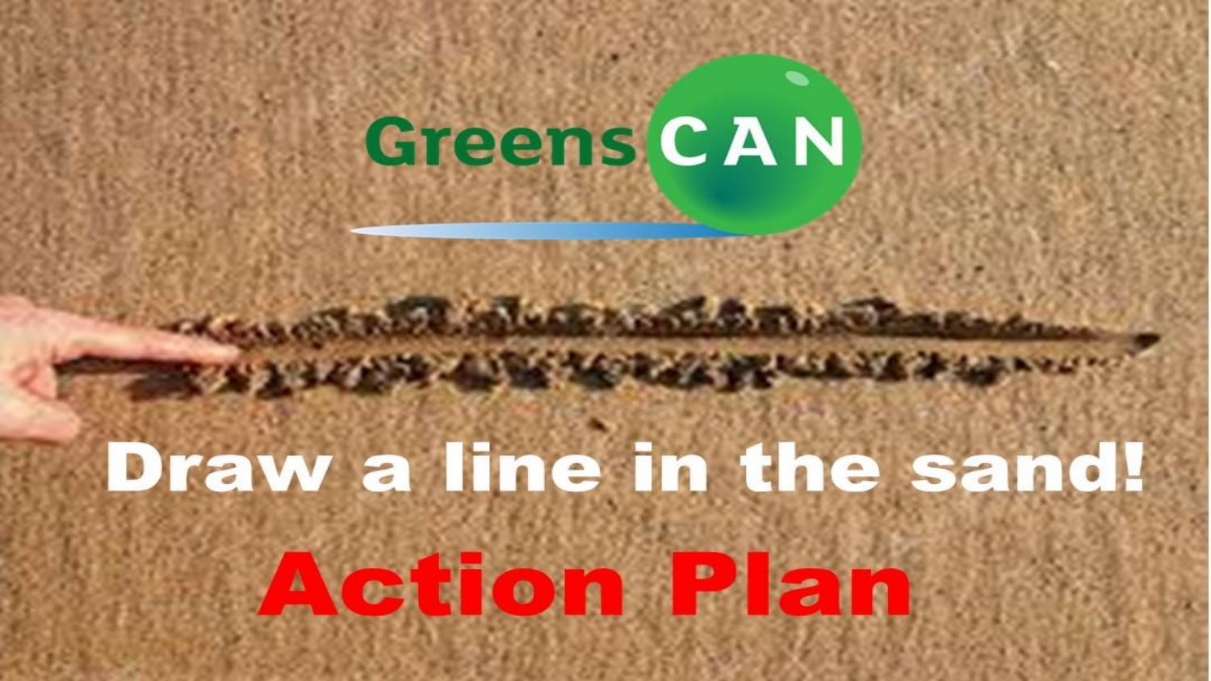GreensCAN

# Draw a line in the sand!

# Action Plan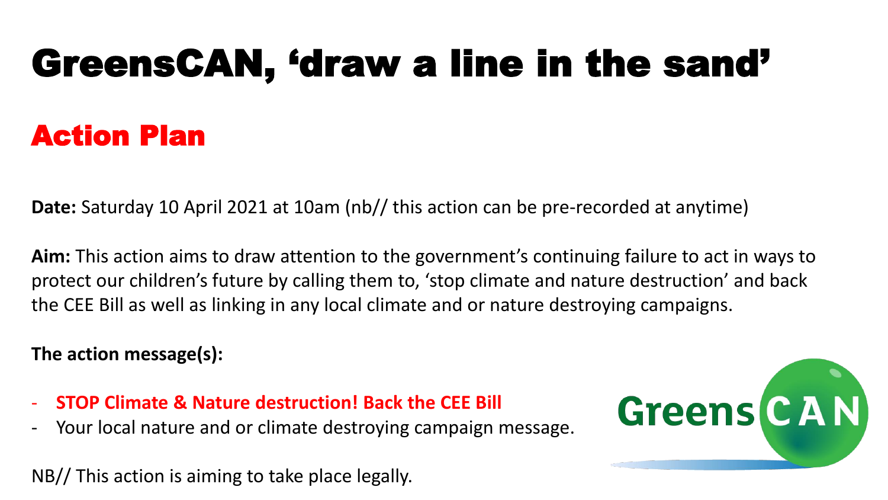# GreensCAN, 'draw a line in the sand'

## Action Plan

**Date:** Saturday 10 April 2021 at 10am (nb// this action can be pre-recorded at anytime)

**Aim:** This action aims to draw attention to the government's continuing failure to act in ways to protect our children's future by calling them to, 'stop climate and nature destruction' and back the CEE Bill as well as linking in any local climate and or nature destroying campaigns.

**The action message(s):**

- **STOP Climate & Nature destruction! Back the CEE Bill**
- Your local nature and or climate destroying campaign message.

NB// This action is aiming to take place legally.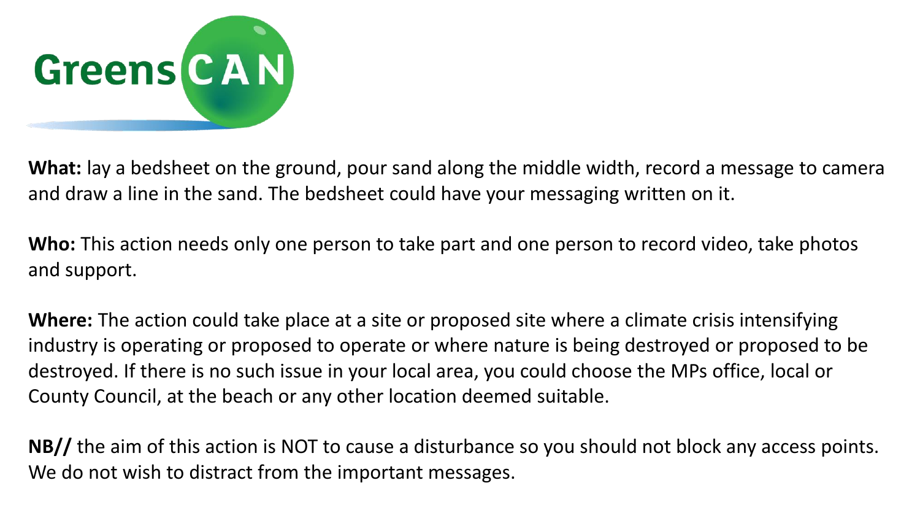GreensCAN

**What:** lay a bedsheet on the ground, pour sand along the middle width, record a message to camera and draw a line in the sand. The bedsheet could have your messaging written on it.

**Who:** This action needs only one person to take part and one person to record video, take photos and support.

**Where:** The action could take place at a site or proposed site where a climate crisis intensifying industry is operating or proposed to operate or where nature is being destroyed or proposed to be destroyed. If there is no such issue in your local area, you could choose the MPs office, local or County Council, at the beach or any other location deemed suitable.

**NB//** the aim of this action is NOT to cause a disturbance so you should not block any access points. We do not wish to distract from the important messages.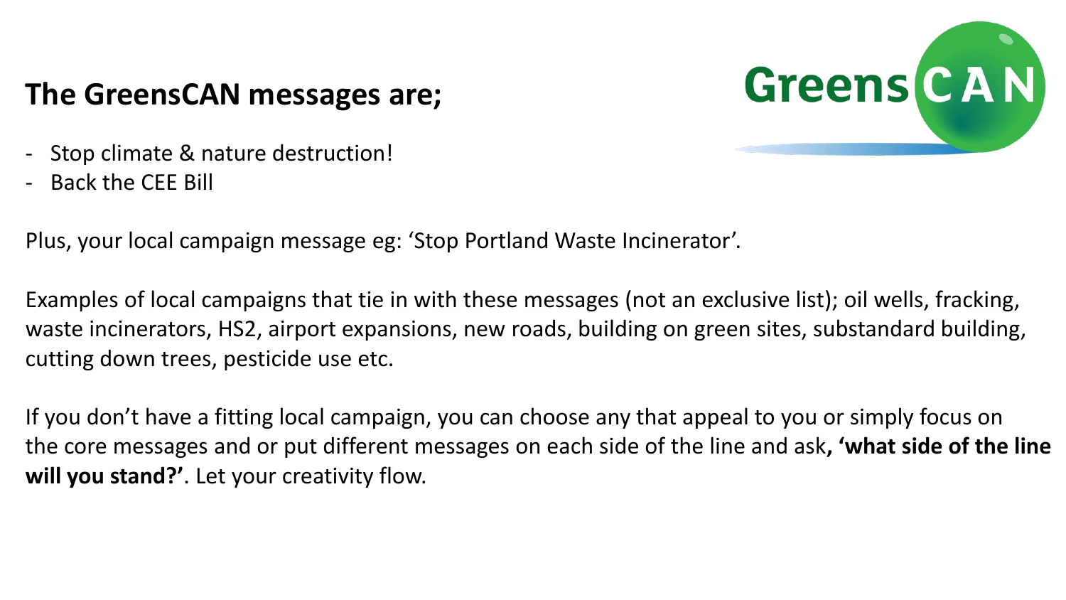## The GreensCAN messages are;

- Stop climate & nature destruction!
- Back the CEE Bill

Plus, your local campaign message eg: 'Stop Portland Waste Incinerator'.

Examples of local campaigns that tie in with these messages (not an exclusive list); oil wells, fracking, waste incinerators, HS2, airport expansions, new roads, building on green sites, substandard building, cutting down trees, pesticide use etc.

If you don't have a fitting local campaign, you can choose any that appeal to you or simply focus on the core messages and or put different messages on each side of the line and ask**, 'what side of the line will you stand?'**. Let your creativity flow.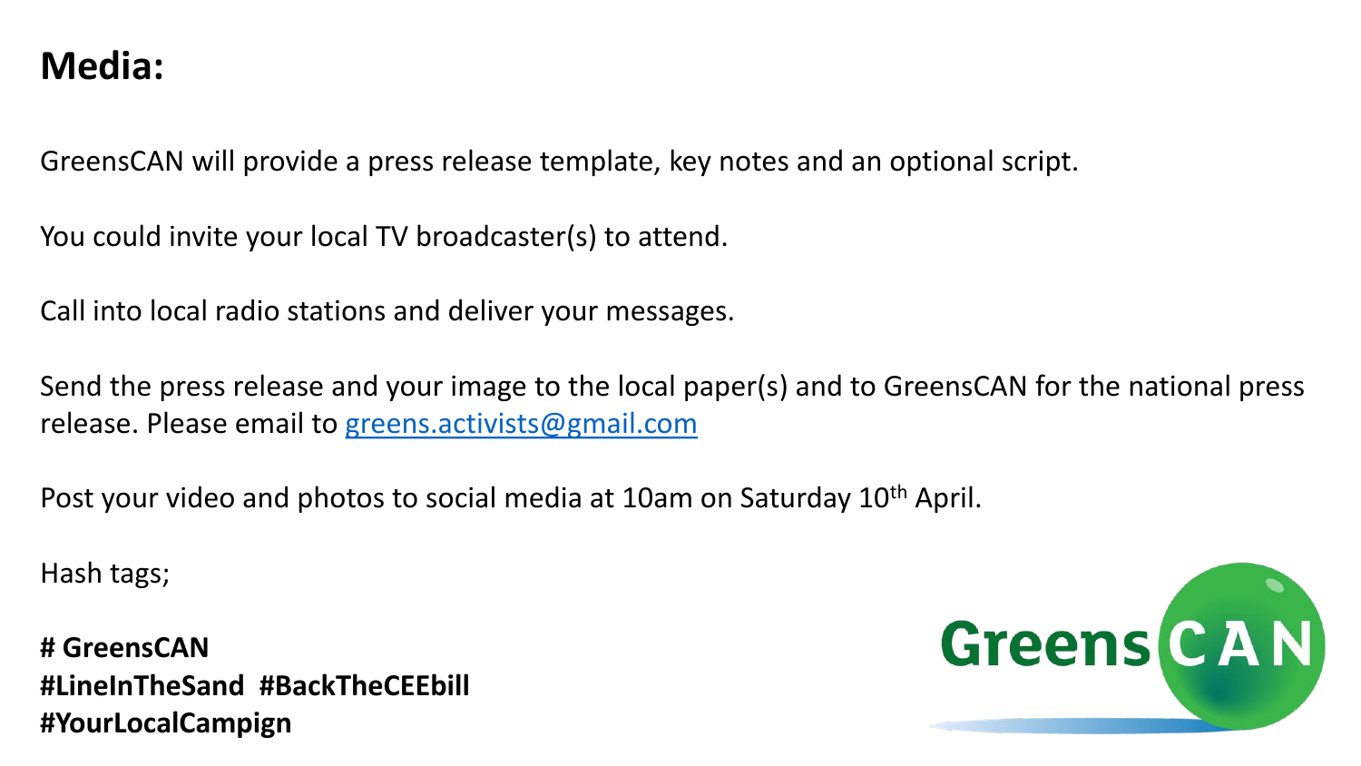# Media:

GreensCAN will provide a press release template, key notes and an optional script.

You could invite your local TV broadcaster(s) to attend.

Call into local radio stations and deliver your messages.

Send the press release and your image to the local paper(s) and to GreensCAN for the national press release. Please email to greens.activists@gmail.com

Post your video and photos to social media at 10am on Saturday 10th April.

Hash tags;

**# GreensCAN**
**#LineInTheSand #BackTheCEEbill**
**#YourLocalCampign**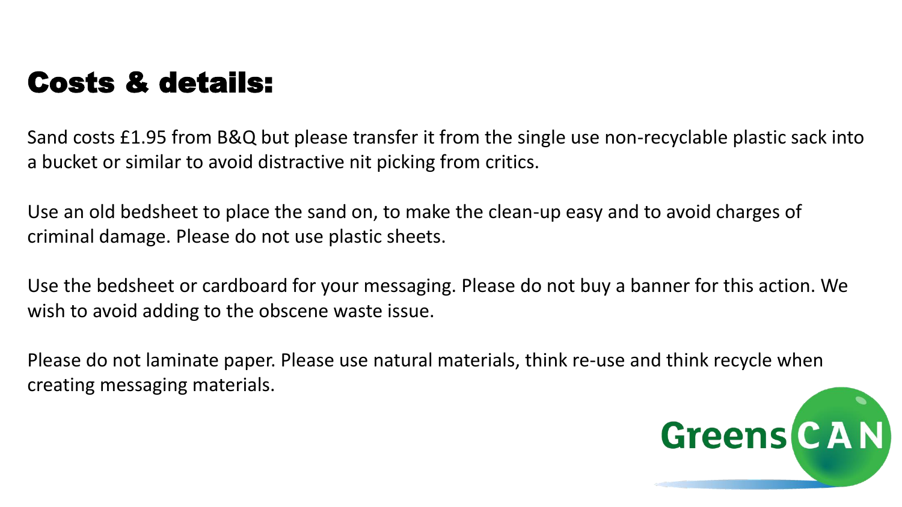# Costs & details:

Sand costs £1.95 from B&Q but please transfer it from the single use non-recyclable plastic sack into a bucket or similar to avoid distractive nit picking from critics.

Use an old bedsheet to place the sand on, to make the clean-up easy and to avoid charges of criminal damage. Please do not use plastic sheets.

Use the bedsheet or cardboard for your messaging. Please do not buy a banner for this action. We wish to avoid adding to the obscene waste issue.

Please do not laminate paper. Please use natural materials, think re-use and think recycle when creating messaging materials.

GreensCAN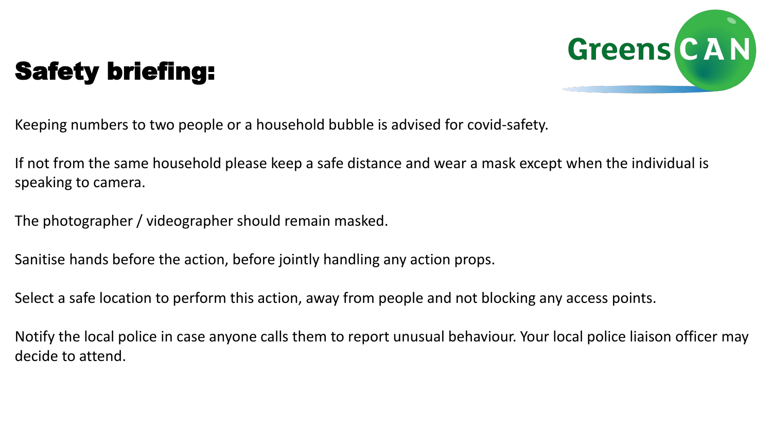# Safety briefing:

GreensCAN

Keeping numbers to two people or a household bubble is advised for covid-safety.

If not from the same household please keep a safe distance and wear a mask except when the individual is speaking to camera.

The photographer / videographer should remain masked.

Sanitise hands before the action, before jointly handling any action props.

Select a safe location to perform this action, away from people and not blocking any access points.

Notify the local police in case anyone calls them to report unusual behaviour. Your local police liaison officer may decide to attend.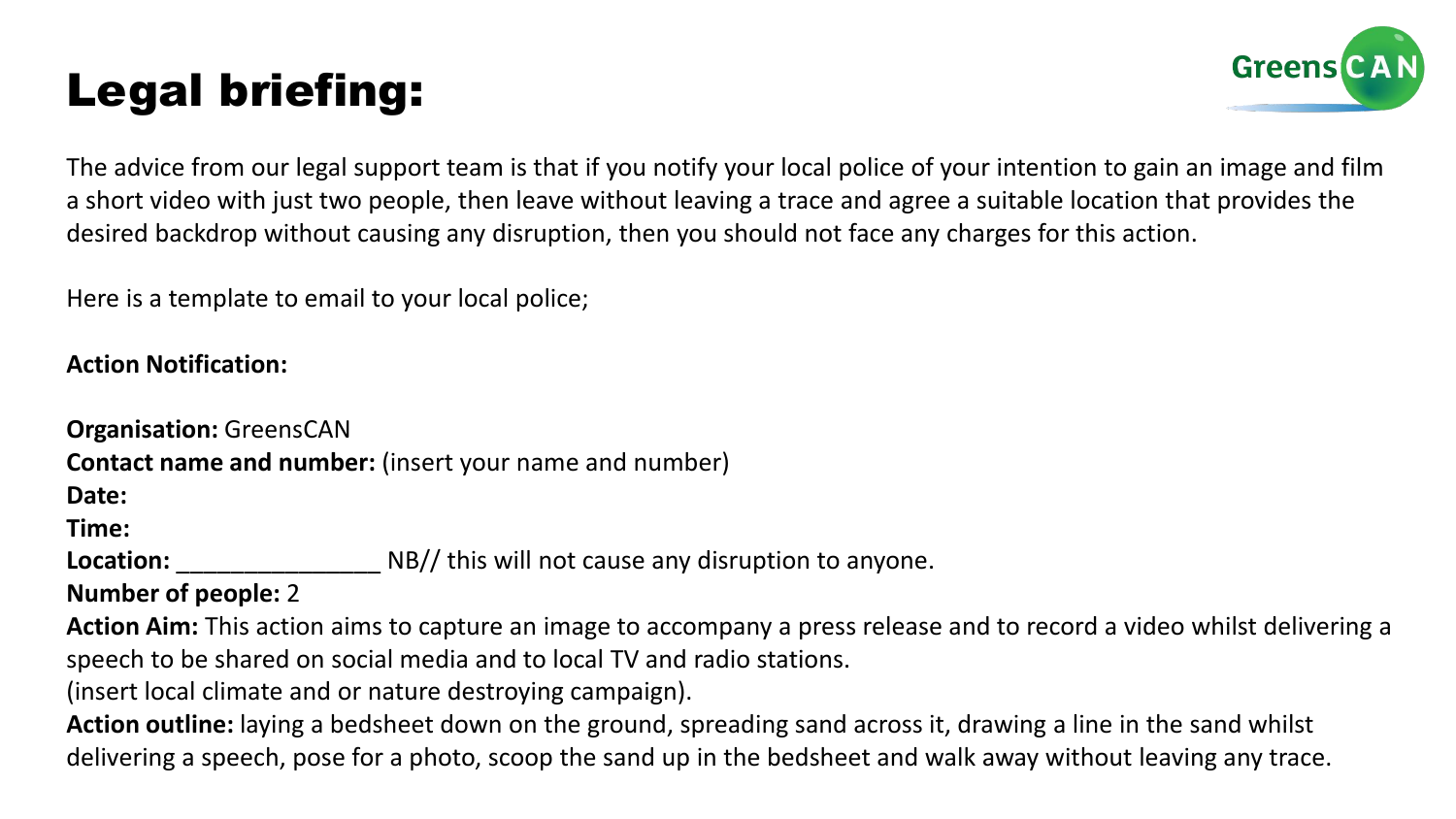# Legal briefing:

The advice from our legal support team is that if you notify your local police of your intention to gain an image and film a short video with just two people, then leave without leaving a trace and agree a suitable location that provides the desired backdrop without causing any disruption, then you should not face any charges for this action.

Here is a template to email to your local police;

**Action Notification:**

**Organisation:** GreensCAN
**Contact name and number:** (insert your name and number)
**Date:**
**Time:**
**Location:** _______________ NB// this will not cause any disruption to anyone.
**Number of people:** 2
**Action Aim:** This action aims to capture an image to accompany a press release and to record a video whilst delivering a speech to be shared on social media and to local TV and radio stations.
(insert local climate and or nature destroying campaign).
**Action outline:** laying a bedsheet down on the ground, spreading sand across it, drawing a line in the sand whilst delivering a speech, pose for a photo, scoop the sand up in the bedsheet and walk away without leaving any trace.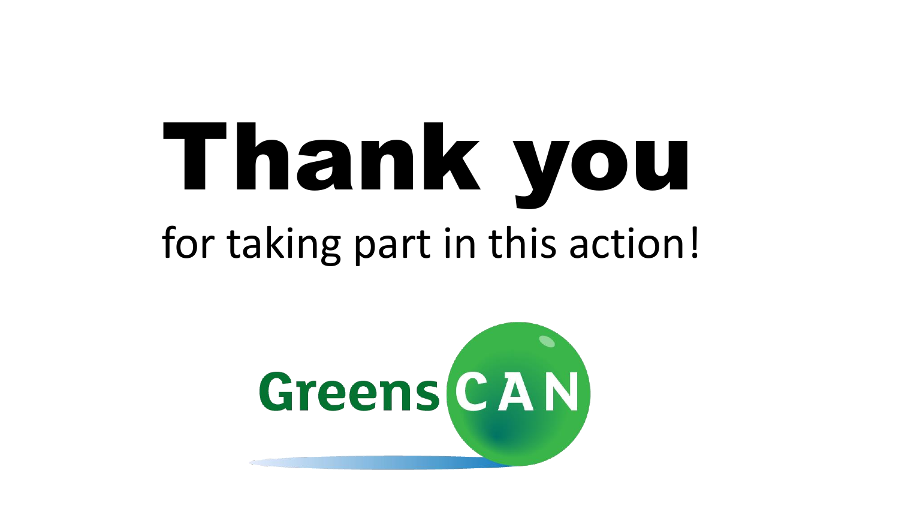# Thank you

for taking part in this action!

GreensCAN